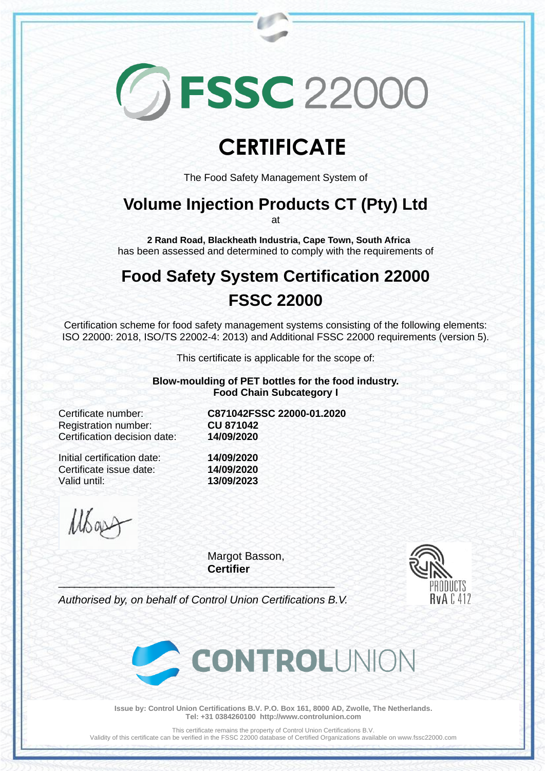# FSSC 22000

# CERTIFICATE

The Food Safety Management System of

## Volume Injection Products CT (Pty) Ltd

at

**2 Rand Road, Blackheath Industria, Cape Town, South Africa**

has been assessed and determined to comply with the requirements of

## Food Safety System Certification 22000
## FSSC 22000

Certification scheme for food safety management systems consisting of the following elements: ISO 22000: 2018, ISO/TS 22002-4: 2013) and Additional FSSC 22000 requirements (version 5).

This certificate is applicable for the scope of:

**Blow-moulding of PET bottles for the food industry.**
**Food Chain Subcategory I**

| | |
|---|---|
| Certificate number: | **C871042FSSC 22000-01.2020** |
| Registration number: | **CU 871042** |
| Certification decision date: | **14/09/2020** |
| Initial certification date: | **14/09/2020** |
| Certificate issue date: | **14/09/2020** |
| Valid until: | **13/09/2023** |

Margot Basson,
**Certifier**

*Authorised by, on behalf of Control Union Certifications B.V.*

PRODUCTS
RvA C 412

CONTROLUNION

**Issue by: Control Union Certifications B.V. P.O. Box 161, 8000 AD, Zwolle, The Netherlands.**
**Tel: +31 0384260100 http://www.controlunion.com**

This certificate remains the property of Control Union Certifications B.V.
Validity of this certificate can be verified in the FSSC 22000 database of Certified Organizations available on www.fssc22000.com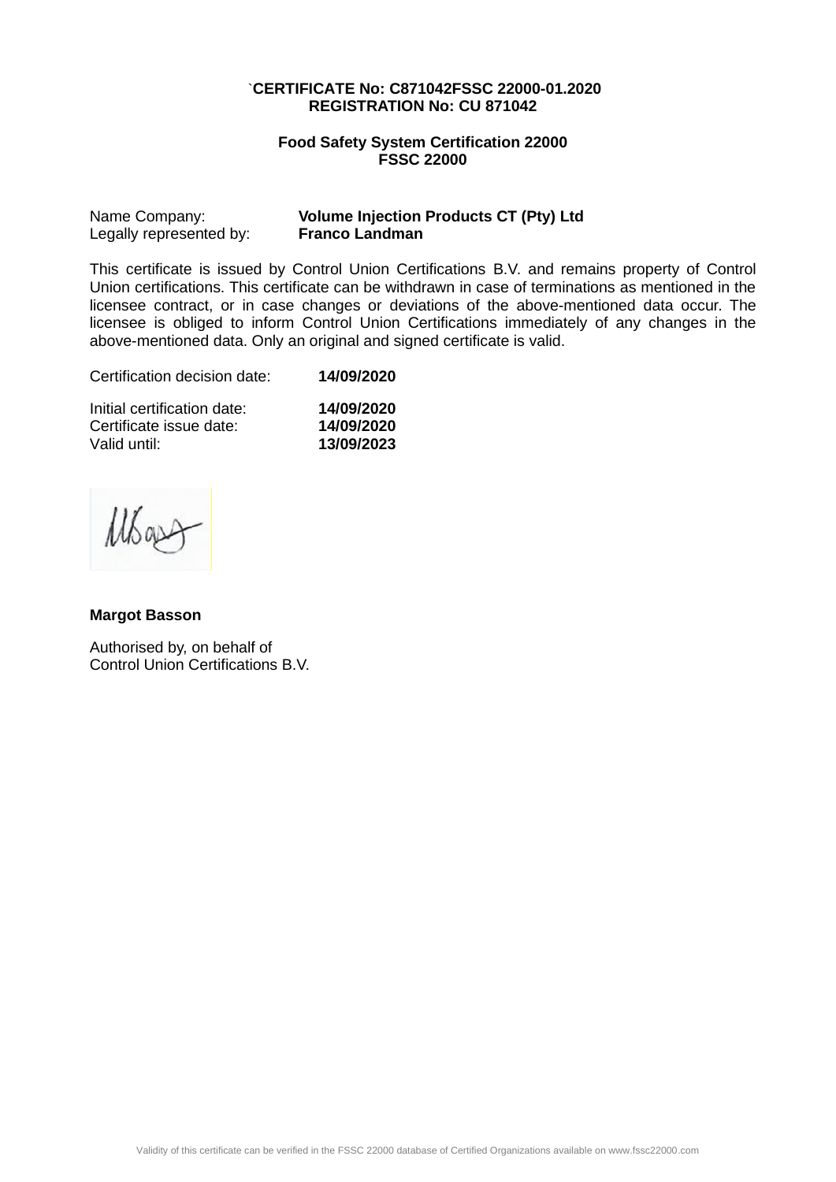**`CERTIFICATE No: C871042FSSC 22000-01.2020**
**REGISTRATION No: CU 871042**

**Food Safety System Certification 22000**
**FSSC 22000**

| | |
|---|---|
| Name Company: | **Volume Injection Products CT (Pty) Ltd** |
| Legally represented by: | **Franco Landman** |

This certificate is issued by Control Union Certifications B.V. and remains property of Control Union certifications. This certificate can be withdrawn in case of terminations as mentioned in the licensee contract, or in case changes or deviations of the above-mentioned data occur. The licensee is obliged to inform Control Union Certifications immediately of any changes in the above-mentioned data. Only an original and signed certificate is valid.

| | |
|---|---|
| Certification decision date: | **14/09/2020** |
| Initial certification date: | **14/09/2020** |
| Certificate issue date: | **14/09/2020** |
| Valid until: | **13/09/2023** |

**Margot Basson**

Authorised by, on behalf of
Control Union Certifications B.V.

Validity of this certificate can be verified in the FSSC 22000 database of Certified Organizations available on www.fssc22000.com